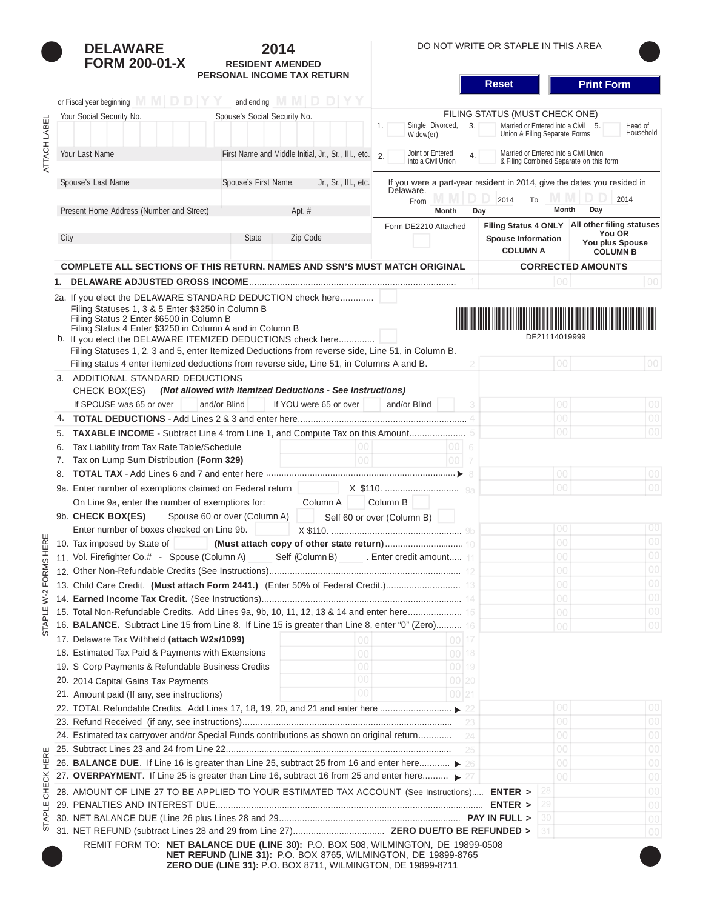# DELAWARE FORM 200-01-X

## 2014 RESIDENT AMENDED PERSONAL INCOME TAX RETURN

DO NOT WRITE OR STAPLE IN THIS AREA

Reset | Print Form

or Fiscal year beginning MM DD YY and ending MM DD YY

ATTACH LABEL

| Your Social Security No. | Spouse's Social Security No. |
|---|---|
| Your Last Name | First Name and Middle Initial, Jr., Sr., III., etc. |
| Spouse's Last Name | Spouse's First Name, Jr., Sr., III., etc. |
| Present Home Address (Number and Street) | Apt. # |
| City | State / Zip Code |

**FILING STATUS (MUST CHECK ONE)**

1. Single, Divorced, Widow(er)
2. Joint or Entered into a Civil Union
3. Married or Entered into a Civil Union & Filing Separate Forms
4. Married or Entered into a Civil Union & Filing Combined Separate on this form
5. Head of Household

If you were a part-year resident in 2014, give the dates you resided in Delaware.
From MM DD 2014 To MM DD 2014 (Month Day)

Form DE2210 Attached

| Filing Status 4 ONLY Spouse Information COLUMN A | All other filing statuses You OR You plus Spouse COLUMN B |
|---|---|

**COMPLETE ALL SECTIONS OF THIS RETURN. NAMES AND SSN'S MUST MATCH ORIGINAL** — **CORRECTED AMOUNTS**

1. **DELAWARE ADJUSTED GROSS INCOME** .......... 1 | 00 | 00

2a. If you elect the DELAWARE STANDARD DEDUCTION check here............
 Filing Statuses 1, 3 & 5 Enter $3250 in Column B
 Filing Status 2 Enter $6500 in Column B
 Filing Status 4 Enter $3250 in Column A and in Column B
b. If you elect the DELAWARE ITEMIZED DEDUCTIONS check here.............
 Filing Statuses 1, 2, 3 and 5, enter Itemized Deductions from reverse side, Line 51, in Column B.
 Filing status 4 enter itemized deductions from reverse side, Line 51, in Columns A and B. 2 | 00 | 00

DF21114019999

3. ADDITIONAL STANDARD DEDUCTIONS
 CHECK BOX(ES) ***(Not allowed with Itemized Deductions - See Instructions)***
 If SPOUSE was 65 or over ☐ and/or Blind ☐ If YOU were 65 or over ☐ and/or Blind ☐ 3 | 00 | 00
4. **TOTAL DEDUCTIONS** - Add Lines 2 & 3 and enter here.......... 4 | 00 | 00
5. **TAXABLE INCOME** - Subtract Line 4 from Line 1, and Compute Tax on this Amount.......... 5 | 00 | 00
6. Tax Liability from Tax Rate Table/Schedule | 00 | 00 | 6
7. Tax on Lump Sum Distribution **(Form 329)** | 00 | 00 | 7
8. **TOTAL TAX** - Add Lines 6 and 7 and enter here .......... ▶ 8 | 00 | 00
9a. Enter number of exemptions claimed on Federal return ____ X $110. .......... 9a | 00 | 00
 On Line 9a, enter the number of exemptions for: Column A ____ Column B ____
9b. **CHECK BOX(ES)** Spouse 60 or over (Column A) ☐ Self 60 or over (Column B) ☐
 Enter number of boxes checked on Line 9b. X $110. .......... 9b | 00 | 00
10. Tax imposed by State of ____ **(Must attach copy of other state return)**.......... 10 | 00 | 00
11. Vol. Firefighter Co.# - Spouse (Column A) ____ Self (Column B) ____ . Enter credit amount..... 11 | 00 | 00
12. Other Non-Refundable Credits (See Instructions).......... 12 | 00 | 00
13. Child Care Credit. **(Must attach Form 2441.)** (Enter 50% of Federal Credit.).......... 13 | 00 | 00
14. **Earned Income Tax Credit.** (See Instructions).......... 14 | 00 | 00
15. Total Non-Refundable Credits. Add Lines 9a, 9b, 10, 11, 12, 13 & 14 and enter here.......... 15 | 00 | 00
16. **BALANCE.** Subtract Line 15 from Line 8. If Line 15 is greater than Line 8, enter "0" (Zero).......... 16 | 00 | 00
17. Delaware Tax Withheld **(attach W2s/1099)** | 00 | 00 | 17
18. Estimated Tax Paid & Payments with Extensions | 00 | 00 | 18
19. S Corp Payments & Refundable Business Credits | 00 | 00 | 19
20. 2014 Capital Gains Tax Payments | 00 | 00 | 20
21. Amount paid (If any, see instructions) | 00 | 00 | 21
22. TOTAL Refundable Credits. Add Lines 17, 18, 19, 20, and 21 and enter here .......... ▶ 22 | 00 | 00
23. Refund Received (if any, see instructions).......... 23 | 00 | 00
24. Estimated tax carryover and/or Special Funds contributions as shown on original return.......... 24 | 00 | 00
25. Subtract Lines 23 and 24 from Line 22.......... 25 | 00 | 00
26. **BALANCE DUE**. If Line 16 is greater than Line 25, subtract 25 from 16 and enter here.......... ▶ 26 | 00 | 00
27. **OVERPAYMENT**. If Line 25 is greater than Line 16, subtract 16 from 25 and enter here.......... ▶ 27 | 00 | 00
28. AMOUNT OF LINE 27 TO BE APPLIED TO YOUR ESTIMATED TAX ACCOUNT (See Instructions)..... **ENTER >** 28 | 00
29. PENALTIES AND INTEREST DUE.......... **ENTER >** 29 | 00
30. NET BALANCE DUE (Line 26 plus Lines 28 and 29).......... **PAY IN FULL >** 30 | 00
31. NET REFUND (subtract Lines 28 and 29 from Line 27).......... **ZERO DUE/TO BE REFUNDED >** 31 | 00

STAPLE W-2 FORMS HERE — STAPLE CHECK HERE

REMIT FORM TO: **NET BALANCE DUE (LINE 30):** P.O. BOX 508, WILMINGTON, DE 19899-0508
**NET REFUND (LINE 31):** P.O. BOX 8765, WILMINGTON, DE 19899-8765
**ZERO DUE (LINE 31):** P.O. BOX 8711, WILMINGTON, DE 19899-8711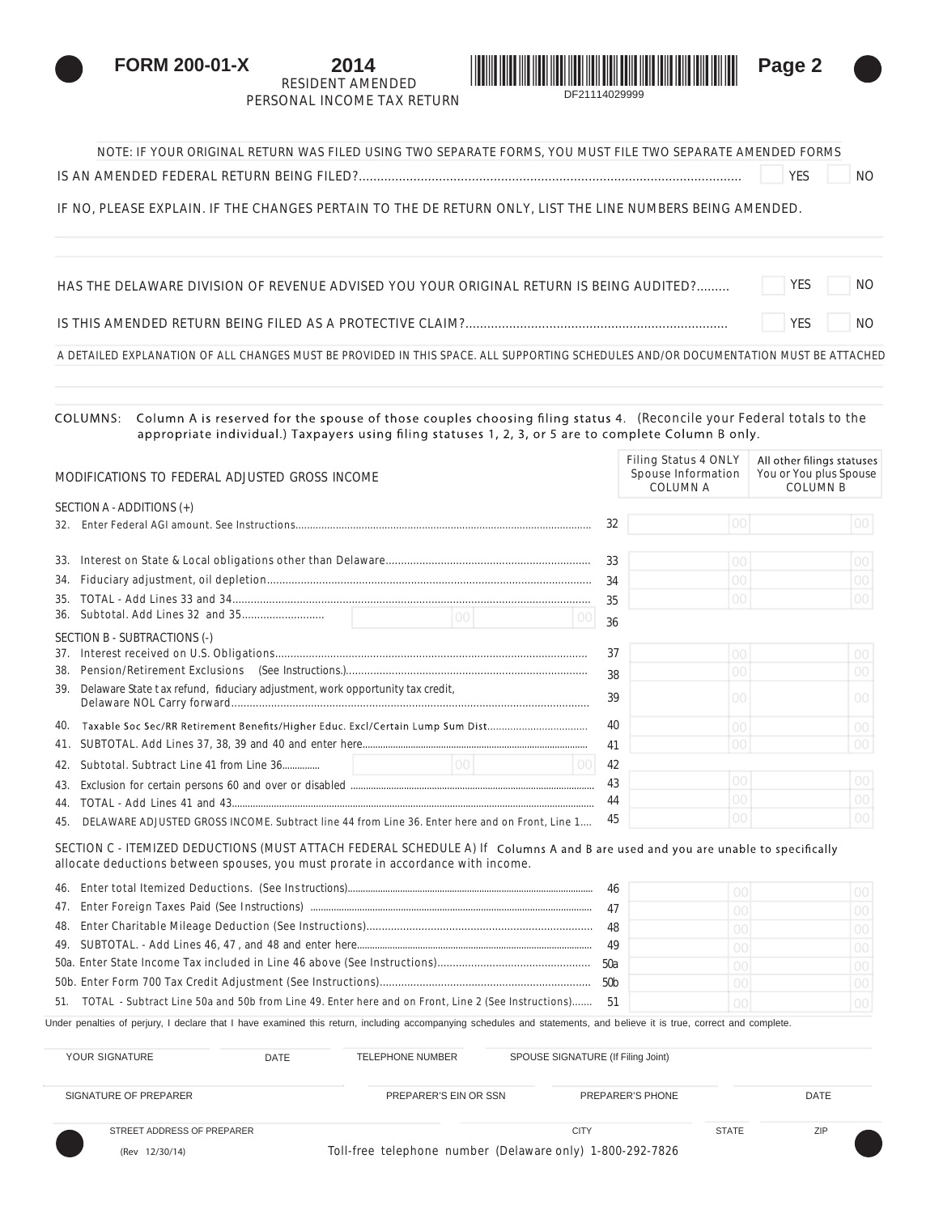# FORM 200-01-X 2014

RESIDENT AMENDED
PERSONAL INCOME TAX RETURN

DF21114029999

**Page 2**

NOTE: IF YOUR ORIGINAL RETURN WAS FILED USING TWO SEPARATE FORMS, YOU MUST FILE TWO SEPARATE AMENDED FORMS

IS AN AMENDED FEDERAL RETURN BEING FILED?.......... ☐ YES ☐ NO

IF NO, PLEASE EXPLAIN. IF THE CHANGES PERTAIN TO THE DE RETURN ONLY, LIST THE LINE NUMBERS BEING AMENDED.

HAS THE DELAWARE DIVISION OF REVENUE ADVISED YOU YOUR ORIGINAL RETURN IS BEING AUDITED?......... ☐ YES ☐ NO

IS THIS AMENDED RETURN BEING FILED AS A PROTECTIVE CLAIM?.......... ☐ YES ☐ NO

A DETAILED EXPLANATION OF ALL CHANGES MUST BE PROVIDED IN THIS SPACE. ALL SUPPORTING SCHEDULES AND/OR DOCUMENTATION MUST BE ATTACHED

COLUMNS: Column A is reserved for the spouse of those couples choosing filing status 4. (Reconcile your Federal totals to the appropriate individual.) Taxpayers using filing statuses 1, 2, 3, or 5 are to complete Column B only.

| MODIFICATIONS TO FEDERAL ADJUSTED GROSS INCOME | | Filing Status 4 ONLY Spouse Information COLUMN A | All other filings statuses You or You plus Spouse COLUMN B |
|---|---|---|---|
| **SECTION A - ADDITIONS (+)** | | | |
| 32. Enter Federal AGI amount. See Instructions | 32 | 00 | 00 |
| 33. Interest on State & Local obligations other than Delaware | 33 | 00 | 00 |
| 34. Fiduciary adjustment, oil depletion | 34 | 00 | 00 |
| 35. TOTAL - Add Lines 33 and 34 | 35 | 00 | 00 |
| 36. Subtotal. Add Lines 32 and 35 ____ 00 ____ 00 | 36 | | |
| **SECTION B - SUBTRACTIONS (-)** | | | |
| 37. Interest received on U.S. Obligations | 37 | 00 | 00 |
| 38. Pension/Retirement Exclusions (See Instructions.) | 38 | 00 | 00 |
| 39. Delaware State tax refund, fiduciary adjustment, work opportunity tax credit, Delaware NOL Carry forward | 39 | 00 | 00 |
| 40. Taxable Soc Sec/RR Retirement Benefits/Higher Educ. Excl/Certain Lump Sum Dist | 40 | 00 | 00 |
| 41. SUBTOTAL. Add Lines 37, 38, 39 and 40 and enter here | 41 | 00 | 00 |
| 42. Subtotal. Subtract Line 41 from Line 36 ____ 00 ____ 00 | 42 | | |
| 43. Exclusion for certain persons 60 and over or disabled | 43 | 00 | 00 |
| 44. TOTAL - Add Lines 41 and 43 | 44 | 00 | 00 |
| 45. DELAWARE ADJUSTED GROSS INCOME. Subtract line 44 from Line 36. Enter here and on Front, Line 1 | 45 | 00 | 00 |

SECTION C - ITEMIZED DEDUCTIONS (MUST ATTACH FEDERAL SCHEDULE A) If Columns A and B are used and you are unable to specifically allocate deductions between spouses, you must prorate in accordance with income.

| | | | |
|---|---|---|---|
| 46. Enter total Itemized Deductions. (See Instructions) | 46 | 00 | 00 |
| 47. Enter Foreign Taxes Paid (See Instructions) | 47 | 00 | 00 |
| 48. Enter Charitable Mileage Deduction (See Instructions) | 48 | 00 | 00 |
| 49. SUBTOTAL. - Add Lines 46, 47 , and 48 and enter here | 49 | 00 | 00 |
| 50a. Enter State Income Tax included in Line 46 above (See Instructions) | 50a | 00 | 00 |
| 50b. Enter Form 700 Tax Credit Adjustment (See Instructions) | 50b | 00 | 00 |
| 51. TOTAL - Subtract Line 50a and 50b from Line 49. Enter here and on Front, Line 2 (See Instructions) | 51 | 00 | 00 |

Under penalties of perjury, I declare that I have examined this return, including accompanying schedules and statements, and believe it is true, correct and complete.

YOUR SIGNATURE | DATE | TELEPHONE NUMBER | SPOUSE SIGNATURE (If Filing Joint)

SIGNATURE OF PREPARER | PREPARER'S EIN OR SSN | PREPARER'S PHONE | DATE

STREET ADDRESS OF PREPARER | CITY | STATE | ZIP

(Rev 12/30/14)

Toll-free telephone number (Delaware only) 1-800-292-7826